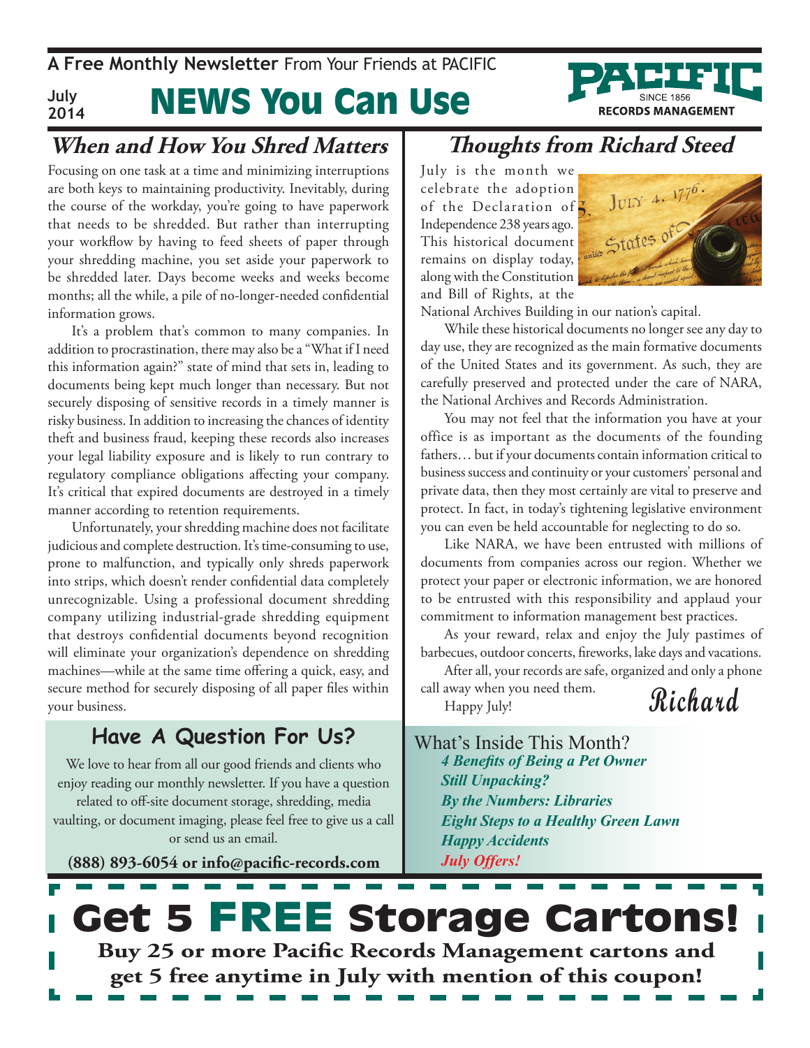A Free Monthly Newsletter From Your Friends at PACIFIC

July 2014

# NEWS You Can Use

PACIFIC SINCE 1856 RECORDS MANAGEMENT

## When and How You Shred Matters

Focusing on one task at a time and minimizing interruptions are both keys to maintaining productivity. Inevitably, during the course of the workday, you're going to have paperwork that needs to be shredded. But rather than interrupting your workflow by having to feed sheets of paper through your shredding machine, you set aside your paperwork to be shredded later. Days become weeks and weeks become months; all the while, a pile of no-longer-needed confidential information grows.

It's a problem that's common to many companies. In addition to procrastination, there may also be a "What if I need this information again?" state of mind that sets in, leading to documents being kept much longer than necessary. But not securely disposing of sensitive records in a timely manner is risky business. In addition to increasing the chances of identity theft and business fraud, keeping these records also increases your legal liability exposure and is likely to run contrary to regulatory compliance obligations affecting your company. It's critical that expired documents are destroyed in a timely manner according to retention requirements.

Unfortunately, your shredding machine does not facilitate judicious and complete destruction. It's time-consuming to use, prone to malfunction, and typically only shreds paperwork into strips, which doesn't render confidential data completely unrecognizable. Using a professional document shredding company utilizing industrial-grade shredding equipment that destroys confidential documents beyond recognition will eliminate your organization's dependence on shredding machines—while at the same time offering a quick, easy, and secure method for securely disposing of all paper files within your business.

## Have A Question For Us?

We love to hear from all our good friends and clients who enjoy reading our monthly newsletter. If you have a question related to off-site document storage, shredding, media vaulting, or document imaging, please feel free to give us a call or send us an email.

**(888) 893-6054 or info@pacific-records.com**

## Thoughts from Richard Steed

July is the month we celebrate the adoption of the Declaration of Independence 238 years ago. This historical document remains on display today, along with the Constitution and Bill of Rights, at the National Archives Building in our nation's capital.

While these historical documents no longer see any day to day use, they are recognized as the main formative documents of the United States and its government. As such, they are carefully preserved and protected under the care of NARA, the National Archives and Records Administration.

You may not feel that the information you have at your office is as important as the documents of the founding fathers… but if your documents contain information critical to business success and continuity or your customers' personal and private data, then they most certainly are vital to preserve and protect. In fact, in today's tightening legislative environment you can even be held accountable for neglecting to do so.

Like NARA, we have been entrusted with millions of documents from companies across our region. Whether we protect your paper or electronic information, we are honored to be entrusted with this responsibility and applaud your commitment to information management best practices.

As your reward, relax and enjoy the July pastimes of barbecues, outdoor concerts, fireworks, lake days and vacations.

After all, your records are safe, organized and only a phone call away when you need them.

Happy July!

*Richard*

What's Inside This Month?

- ***4 Benefits of Being a Pet Owner***
- ***Still Unpacking?***
- ***By the Numbers: Libraries***
- ***Eight Steps to a Healthy Green Lawn***
- ***Happy Accidents***
- ***July Offers!***

# Get 5 FREE Storage Cartons!

**Buy 25 or more Pacific Records Management cartons and get 5 free anytime in July with mention of this coupon!**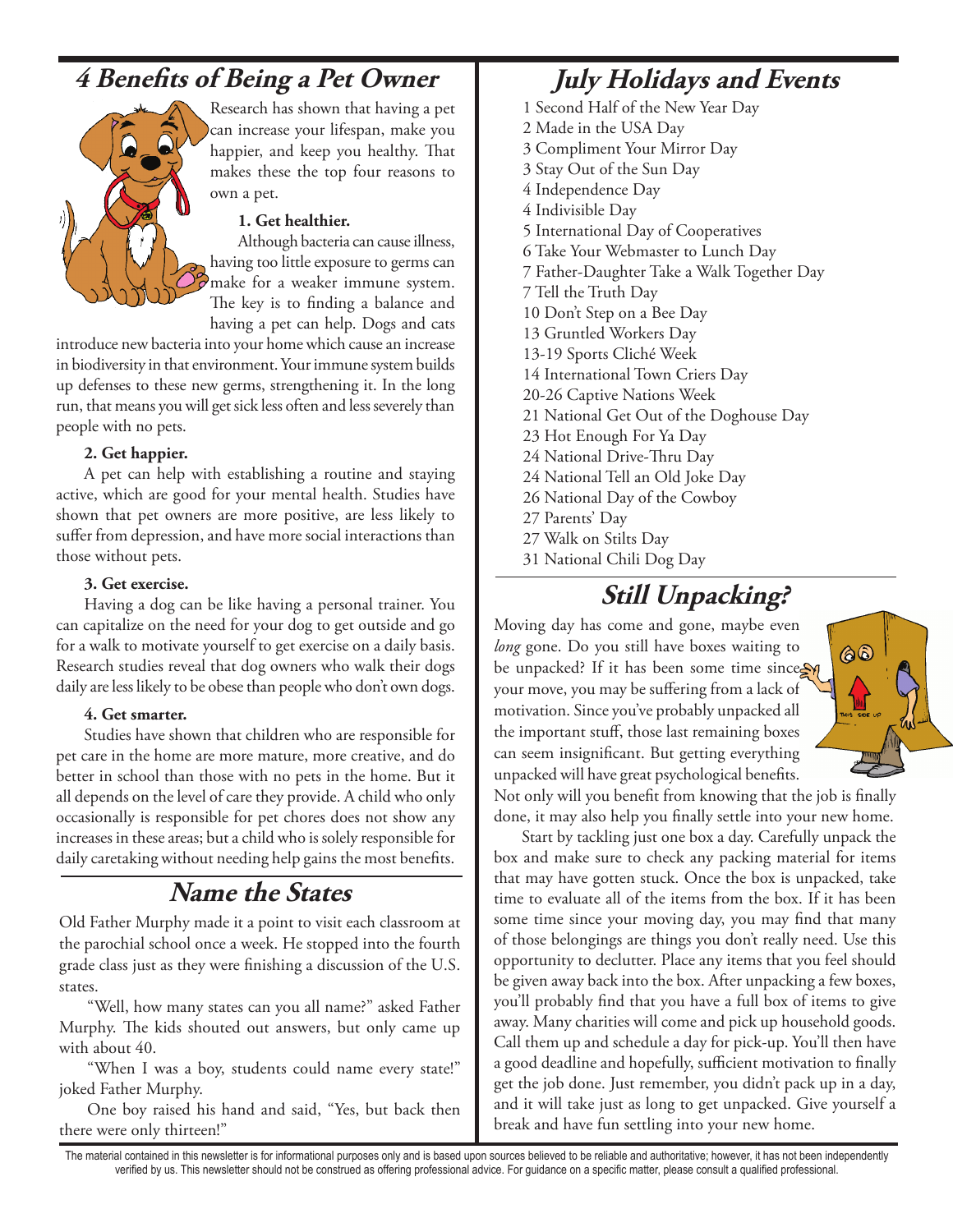## 4 Benefits of Being a Pet Owner

Research has shown that having a pet can increase your lifespan, make you happier, and keep you healthy. That makes these the top four reasons to own a pet.

**1. Get healthier.**

Although bacteria can cause illness, having too little exposure to germs can make for a weaker immune system. The key is to finding a balance and having a pet can help. Dogs and cats introduce new bacteria into your home which cause an increase in biodiversity in that environment. Your immune system builds up defenses to these new germs, strengthening it. In the long run, that means you will get sick less often and less severely than people with no pets.

**2. Get happier.**

A pet can help with establishing a routine and staying active, which are good for your mental health. Studies have shown that pet owners are more positive, are less likely to suffer from depression, and have more social interactions than those without pets.

**3. Get exercise.**

Having a dog can be like having a personal trainer. You can capitalize on the need for your dog to get outside and go for a walk to motivate yourself to get exercise on a daily basis. Research studies reveal that dog owners who walk their dogs daily are less likely to be obese than people who don't own dogs.

**4. Get smarter.**

Studies have shown that children who are responsible for pet care in the home are more mature, more creative, and do better in school than those with no pets in the home. But it all depends on the level of care they provide. A child who only occasionally is responsible for pet chores does not show any increases in these areas; but a child who is solely responsible for daily caretaking without needing help gains the most benefits.

## Name the States

Old Father Murphy made it a point to visit each classroom at the parochial school once a week. He stopped into the fourth grade class just as they were finishing a discussion of the U.S. states.

"Well, how many states can you all name?" asked Father Murphy. The kids shouted out answers, but only came up with about 40.

"When I was a boy, students could name every state!" joked Father Murphy.

One boy raised his hand and said, "Yes, but back then there were only thirteen!"

## July Holidays and Events

1 Second Half of the New Year Day
2 Made in the USA Day
3 Compliment Your Mirror Day
3 Stay Out of the Sun Day
4 Independence Day
4 Indivisible Day
5 International Day of Cooperatives
6 Take Your Webmaster to Lunch Day
7 Father-Daughter Take a Walk Together Day
7 Tell the Truth Day
10 Don't Step on a Bee Day
13 Gruntled Workers Day
13-19 Sports Cliché Week
14 International Town Criers Day
20-26 Captive Nations Week
21 National Get Out of the Doghouse Day
23 Hot Enough For Ya Day
24 National Drive-Thru Day
24 National Tell an Old Joke Day
26 National Day of the Cowboy
27 Parents' Day
27 Walk on Stilts Day
31 National Chili Dog Day

## Still Unpacking?

Moving day has come and gone, maybe even *long* gone. Do you still have boxes waiting to be unpacked? If it has been some time since your move, you may be suffering from a lack of motivation. Since you've probably unpacked all the important stuff, those last remaining boxes can seem insignificant. But getting everything unpacked will have great psychological benefits. Not only will you benefit from knowing that the job is finally done, it may also help you finally settle into your new home.

Start by tackling just one box a day. Carefully unpack the box and make sure to check any packing material for items that may have gotten stuck. Once the box is unpacked, take time to evaluate all of the items from the box. If it has been some time since your moving day, you may find that many of those belongings are things you don't really need. Use this opportunity to declutter. Place any items that you feel should be given away back into the box. After unpacking a few boxes, you'll probably find that you have a full box of items to give away. Many charities will come and pick up household goods. Call them up and schedule a day for pick-up. You'll then have a good deadline and hopefully, sufficient motivation to finally get the job done. Just remember, you didn't pack up in a day, and it will take just as long to get unpacked. Give yourself a break and have fun settling into your new home.

The material contained in this newsletter is for informational purposes only and is based upon sources believed to be reliable and authoritative; however, it has not been independently verified by us. This newsletter should not be construed as offering professional advice. For guidance on a specific matter, please consult a qualified professional.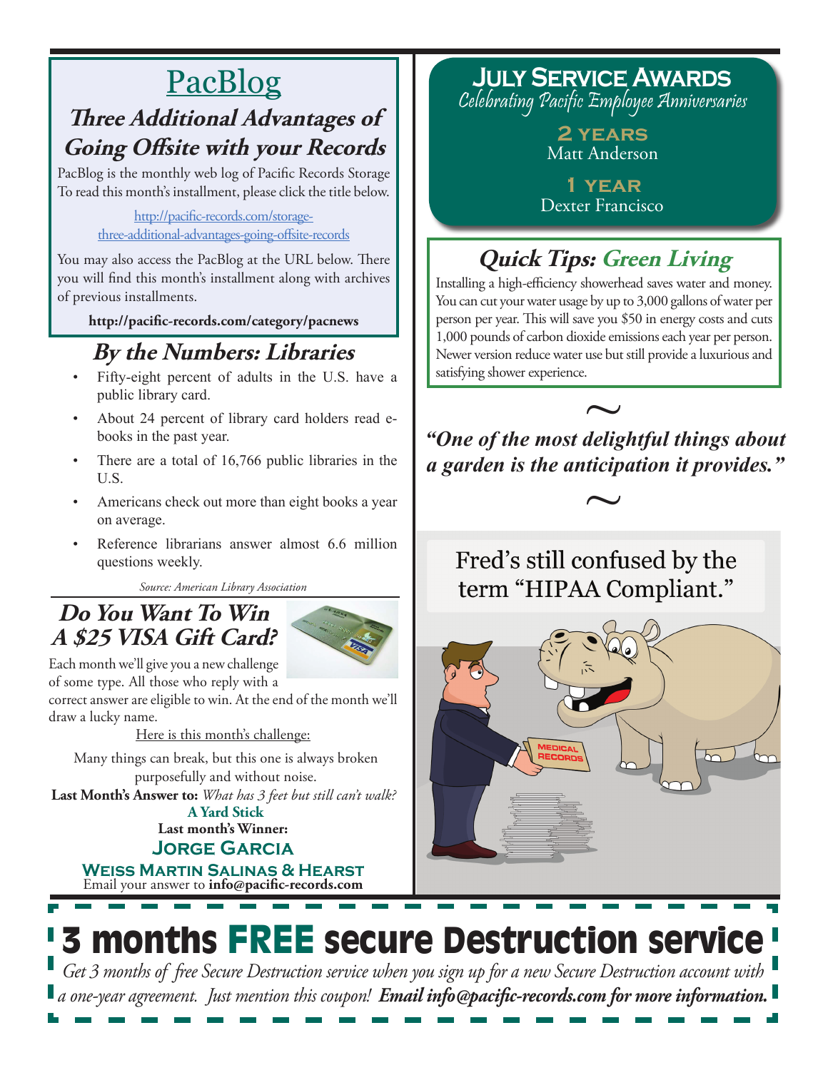# PacBlog

## Three Additional Advantages of Going Offsite with your Records

PacBlog is the monthly web log of Pacific Records Storage To read this month's installment, please click the title below.

http://pacific-records.com/storage-three-additional-advantages-going-offsite-records

You may also access the PacBlog at the URL below. There you will find this month's installment along with archives of previous installments.

**http://pacific-records.com/category/pacnews**

## By the Numbers: Libraries

- Fifty-eight percent of adults in the U.S. have a public library card.
- About 24 percent of library card holders read e-books in the past year.
- There are a total of 16,766 public libraries in the U.S.
- Americans check out more than eight books a year on average.
- Reference librarians answer almost 6.6 million questions weekly.

*Source: American Library Association*

## Do You Want To Win A $25 VISA Gift Card?

Each month we'll give you a new challenge of some type. All those who reply with a correct answer are eligible to win. At the end of the month we'll draw a lucky name.

Here is this month's challenge:

Many things can break, but this one is always broken purposefully and without noise.

**Last Month's Answer to:** *What has 3 feet but still can't walk?*

**A Yard Stick**

**Last month's Winner:**

**Jorge Garcia**

**Weiss Martin Salinas & Hearst**

Email your answer to **info@pacific-records.com**

## July Service Awards

*Celebrating Pacific Employee Anniversaries*

**2 years**
Matt Anderson

**1 year**
Dexter Francisco

## Quick Tips: Green Living

Installing a high-efficiency showerhead saves water and money. You can cut your water usage by up to 3,000 gallons of water per person per year. This will save you $50 in energy costs and cuts 1,000 pounds of carbon dioxide emissions each year per person. Newer version reduce water use but still provide a luxurious and satisfying shower experience.

~

***"One of the most delightful things about a garden is the anticipation it provides."***

~

Fred's still confused by the term "HIPAA Compliant."

## 3 months FREE secure Destruction service

*Get 3 months of free Secure Destruction service when you sign up for a new Secure Destruction account with a one-year agreement. Just mention this coupon!* ***Email info@pacific-records.com for more information.***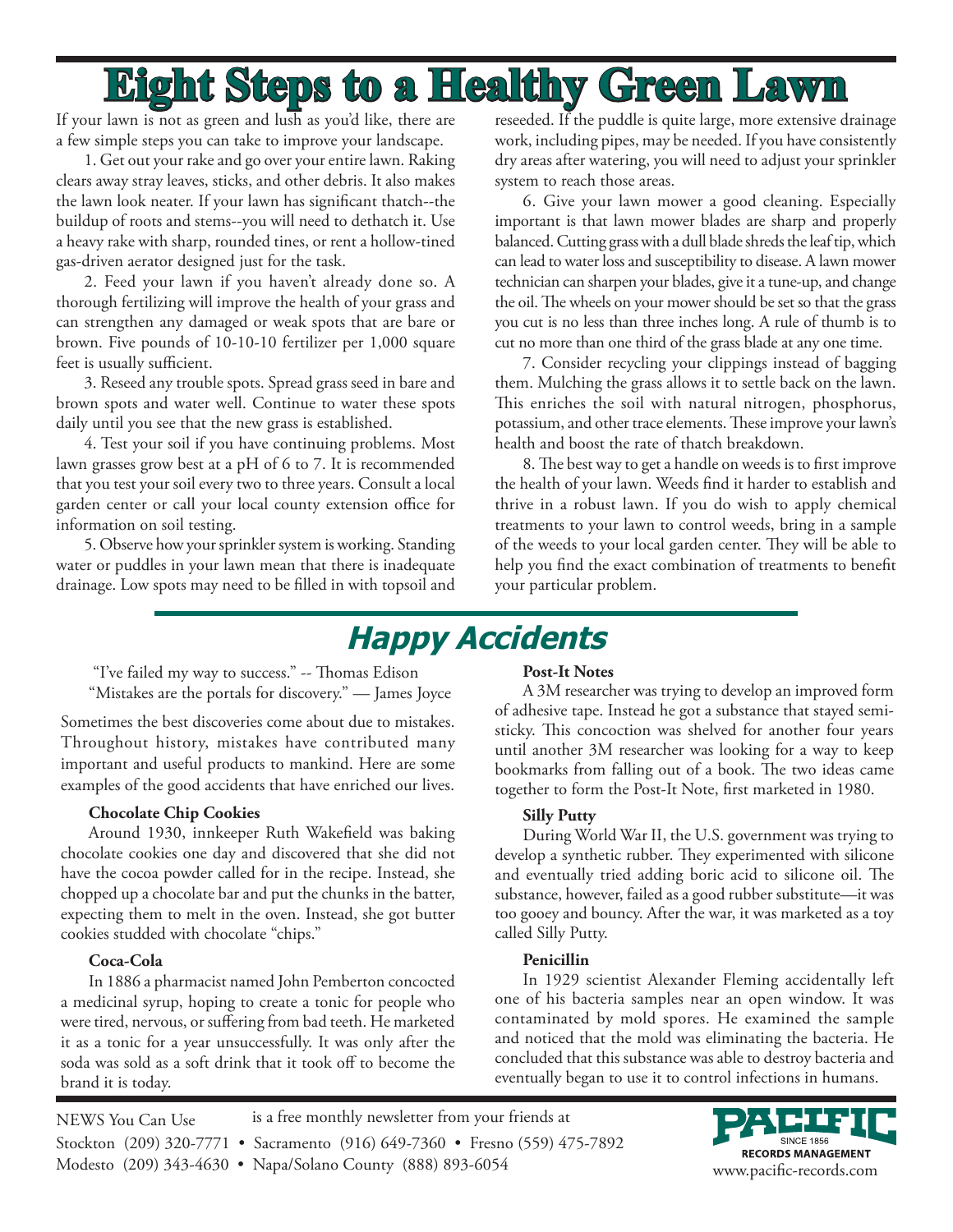# Eight Steps to a Healthy Green Lawn

If your lawn is not as green and lush as you'd like, there are a few simple steps you can take to improve your landscape.

1. Get out your rake and go over your entire lawn. Raking clears away stray leaves, sticks, and other debris. It also makes the lawn look neater. If your lawn has significant thatch--the buildup of roots and stems--you will need to dethatch it. Use a heavy rake with sharp, rounded tines, or rent a hollow-tined gas-driven aerator designed just for the task.

2. Feed your lawn if you haven't already done so. A thorough fertilizing will improve the health of your grass and can strengthen any damaged or weak spots that are bare or brown. Five pounds of 10-10-10 fertilizer per 1,000 square feet is usually sufficient.

3. Reseed any trouble spots. Spread grass seed in bare and brown spots and water well. Continue to water these spots daily until you see that the new grass is established.

4. Test your soil if you have continuing problems. Most lawn grasses grow best at a pH of 6 to 7. It is recommended that you test your soil every two to three years. Consult a local garden center or call your local county extension office for information on soil testing.

5. Observe how your sprinkler system is working. Standing water or puddles in your lawn mean that there is inadequate drainage. Low spots may need to be filled in with topsoil and reseeded. If the puddle is quite large, more extensive drainage work, including pipes, may be needed. If you have consistently dry areas after watering, you will need to adjust your sprinkler system to reach those areas.

6. Give your lawn mower a good cleaning. Especially important is that lawn mower blades are sharp and properly balanced. Cutting grass with a dull blade shreds the leaf tip, which can lead to water loss and susceptibility to disease. A lawn mower technician can sharpen your blades, give it a tune-up, and change the oil. The wheels on your mower should be set so that the grass you cut is no less than three inches long. A rule of thumb is to cut no more than one third of the grass blade at any one time.

7. Consider recycling your clippings instead of bagging them. Mulching the grass allows it to settle back on the lawn. This enriches the soil with natural nitrogen, phosphorus, potassium, and other trace elements. These improve your lawn's health and boost the rate of thatch breakdown.

8. The best way to get a handle on weeds is to first improve the health of your lawn. Weeds find it harder to establish and thrive in a robust lawn. If you do wish to apply chemical treatments to your lawn to control weeds, bring in a sample of the weeds to your local garden center. They will be able to help you find the exact combination of treatments to benefit your particular problem.

# Happy Accidents

"I've failed my way to success." -- Thomas Edison
"Mistakes are the portals for discovery." — James Joyce

Sometimes the best discoveries come about due to mistakes. Throughout history, mistakes have contributed many important and useful products to mankind. Here are some examples of the good accidents that have enriched our lives.

**Chocolate Chip Cookies**

Around 1930, innkeeper Ruth Wakefield was baking chocolate cookies one day and discovered that she did not have the cocoa powder called for in the recipe. Instead, she chopped up a chocolate bar and put the chunks in the batter, expecting them to melt in the oven. Instead, she got butter cookies studded with chocolate "chips."

**Coca-Cola**

In 1886 a pharmacist named John Pemberton concocted a medicinal syrup, hoping to create a tonic for people who were tired, nervous, or suffering from bad teeth. He marketed it as a tonic for a year unsuccessfully. It was only after the soda was sold as a soft drink that it took off to become the brand it is today.

**Post-It Notes**

A 3M researcher was trying to develop an improved form of adhesive tape. Instead he got a substance that stayed semi-sticky. This concoction was shelved for another four years until another 3M researcher was looking for a way to keep bookmarks from falling out of a book. The two ideas came together to form the Post-It Note, first marketed in 1980.

**Silly Putty**

During World War II, the U.S. government was trying to develop a synthetic rubber. They experimented with silicone and eventually tried adding boric acid to silicone oil. The substance, however, failed as a good rubber substitute—it was too gooey and bouncy. After the war, it was marketed as a toy called Silly Putty.

**Penicillin**

In 1929 scientist Alexander Fleming accidentally left one of his bacteria samples near an open window. It was contaminated by mold spores. He examined the sample and noticed that the mold was eliminating the bacteria. He concluded that this substance was able to destroy bacteria and eventually began to use it to control infections in humans.

NEWS You Can Use is a free monthly newsletter from your friends at
Stockton (209) 320-7771 • Sacramento (916) 649-7360 • Fresno (559) 475-7892
Modesto (209) 343-4630 • Napa/Solano County (888) 893-6054

PACIFIC
SINCE 1856
RECORDS MANAGEMENT
www.pacific-records.com